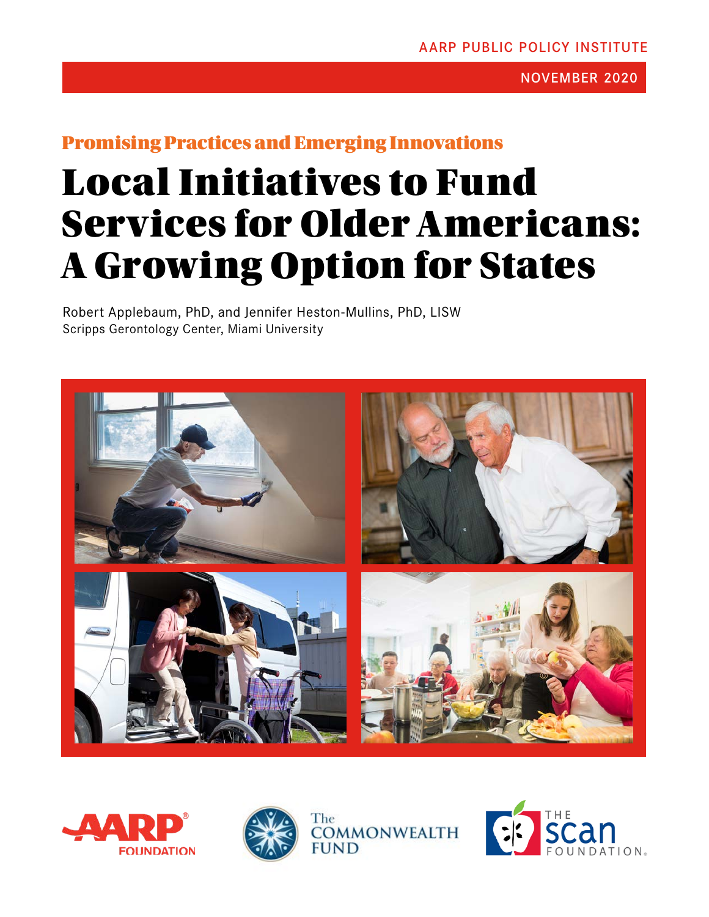AARP PUBLIC POLICY INSTITUTE

NOVEMBER 2020

**Promising Practices and Emerging Innovations**

# Local Initiatives to Fund Services for Older Americans: A Growing Option for States

Robert Applebaum, PhD, and Jennifer Heston-Mullins, PhD, LISW
Scripps Gerontology Center, Miami University

AARP FOUNDATION

The COMMONWEALTH FUND

THE SCAN FOUNDATION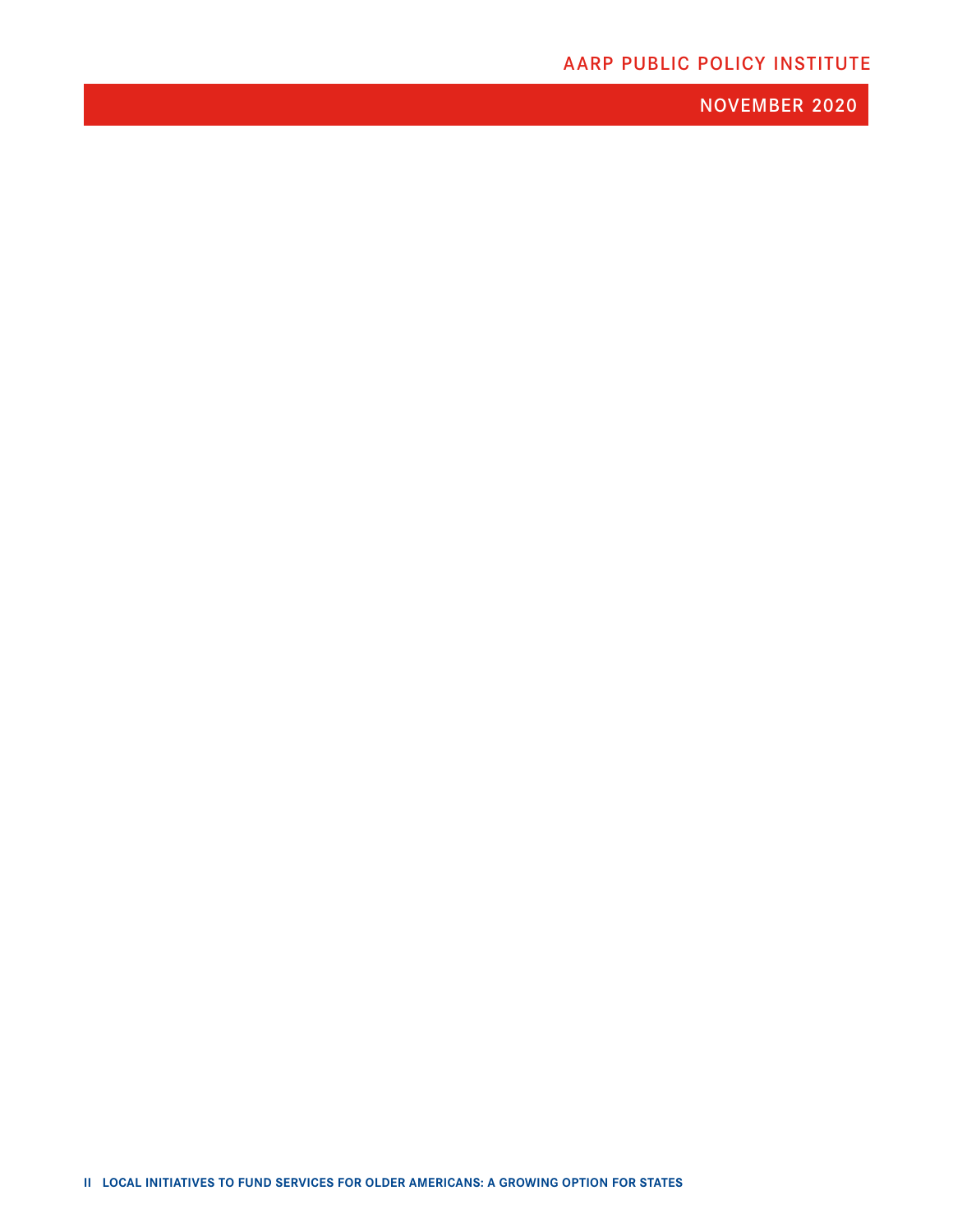AARP PUBLIC POLICY INSTITUTE

NOVEMBER 2020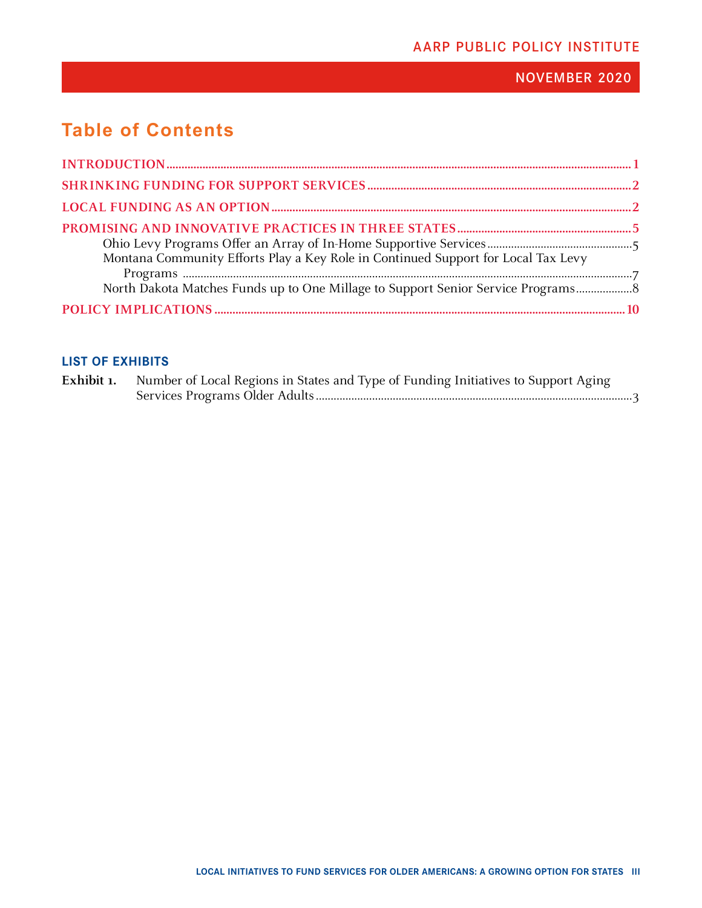# Table of Contents

INTRODUCTION ........ 1

SHRINKING FUNDING FOR SUPPORT SERVICES ........ 2

LOCAL FUNDING AS AN OPTION ........ 2

PROMISING AND INNOVATIVE PRACTICES IN THREE STATES ........ 5

- Ohio Levy Programs Offer an Array of In-Home Supportive Services ........ 5
- Montana Community Efforts Play a Key Role in Continued Support for Local Tax Levy Programs ........ 7
- North Dakota Matches Funds up to One Millage to Support Senior Service Programs ........ 8

POLICY IMPLICATIONS ........ 10

## LIST OF EXHIBITS

**Exhibit 1.** Number of Local Regions in States and Type of Funding Initiatives to Support Aging Services Programs Older Adults ........ 3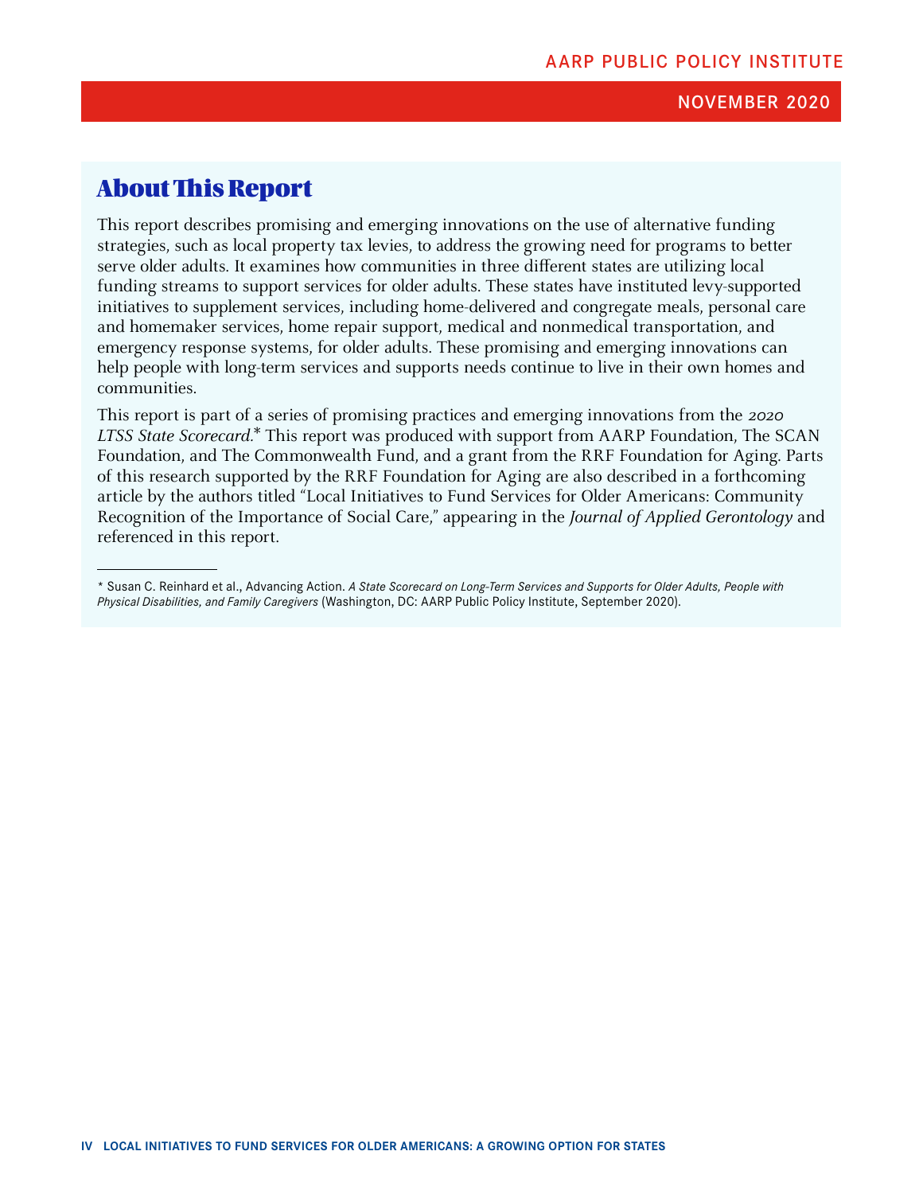## About This Report

This report describes promising and emerging innovations on the use of alternative funding strategies, such as local property tax levies, to address the growing need for programs to better serve older adults. It examines how communities in three different states are utilizing local funding streams to support services for older adults. These states have instituted levy-supported initiatives to supplement services, including home-delivered and congregate meals, personal care and homemaker services, home repair support, medical and nonmedical transportation, and emergency response systems, for older adults. These promising and emerging innovations can help people with long-term services and supports needs continue to live in their own homes and communities.

This report is part of a series of promising practices and emerging innovations from the *2020 LTSS State Scorecard*.* This report was produced with support from AARP Foundation, The SCAN Foundation, and The Commonwealth Fund, and a grant from the RRF Foundation for Aging. Parts of this research supported by the RRF Foundation for Aging are also described in a forthcoming article by the authors titled "Local Initiatives to Fund Services for Older Americans: Community Recognition of the Importance of Social Care," appearing in the *Journal of Applied Gerontology* and referenced in this report.

---

* Susan C. Reinhard et al., Advancing Action. *A State Scorecard on Long-Term Services and Supports for Older Adults, People with Physical Disabilities, and Family Caregivers* (Washington, DC: AARP Public Policy Institute, September 2020).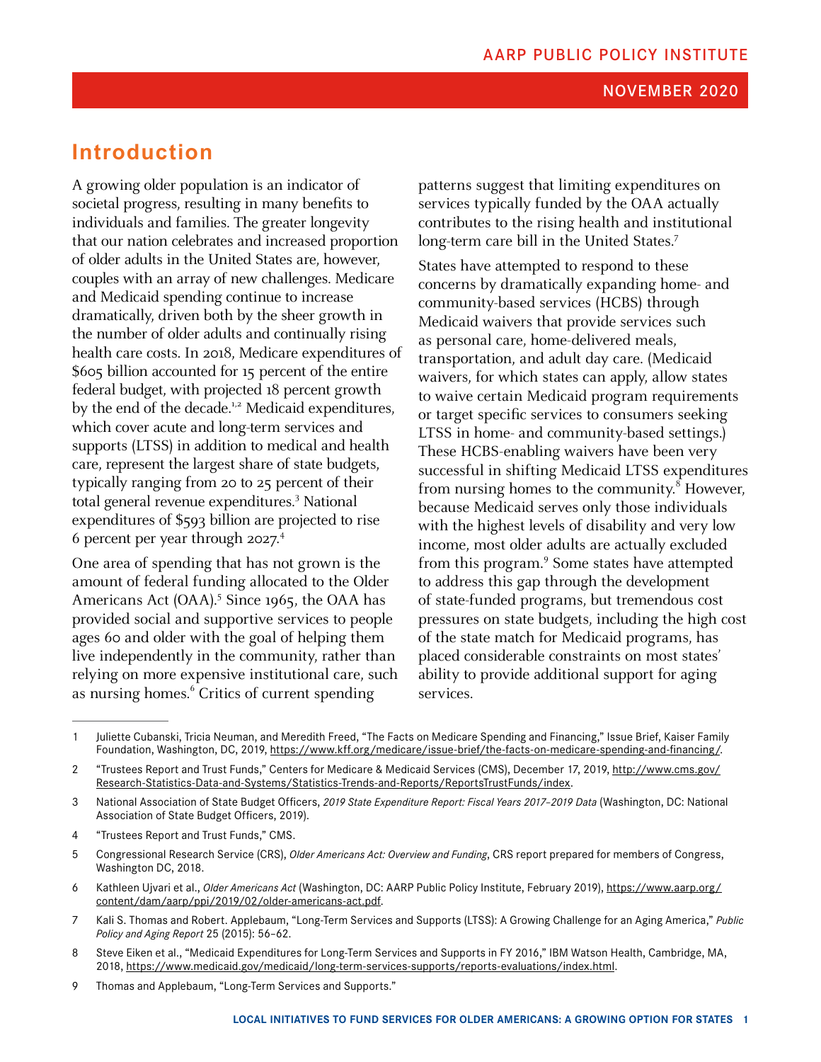## Introduction

A growing older population is an indicator of societal progress, resulting in many benefits to individuals and families. The greater longevity that our nation celebrates and increased proportion of older adults in the United States are, however, couples with an array of new challenges. Medicare and Medicaid spending continue to increase dramatically, driven both by the sheer growth in the number of older adults and continually rising health care costs. In 2018, Medicare expenditures of $605 billion accounted for 15 percent of the entire federal budget, with projected 18 percent growth by the end of the decade.[1,2] Medicaid expenditures, which cover acute and long-term services and supports (LTSS) in addition to medical and health care, represent the largest share of state budgets, typically ranging from 20 to 25 percent of their total general revenue expenditures.[3] National expenditures of $593 billion are projected to rise 6 percent per year through 2027.[4]

One area of spending that has not grown is the amount of federal funding allocated to the Older Americans Act (OAA).[5] Since 1965, the OAA has provided social and supportive services to people ages 60 and older with the goal of helping them live independently in the community, rather than relying on more expensive institutional care, such as nursing homes.[6] Critics of current spending patterns suggest that limiting expenditures on services typically funded by the OAA actually contributes to the rising health and institutional long-term care bill in the United States.[7]

States have attempted to respond to these concerns by dramatically expanding home- and community-based services (HCBS) through Medicaid waivers that provide services such as personal care, home-delivered meals, transportation, and adult day care. (Medicaid waivers, for which states can apply, allow states to waive certain Medicaid program requirements or target specific services to consumers seeking LTSS in home- and community-based settings.) These HCBS-enabling waivers have been very successful in shifting Medicaid LTSS expenditures from nursing homes to the community.[8] However, because Medicaid serves only those individuals with the highest levels of disability and very low income, most older adults are actually excluded from this program.[9] Some states have attempted to address this gap through the development of state-funded programs, but tremendous cost pressures on state budgets, including the high cost of the state match for Medicaid programs, has placed considerable constraints on most states' ability to provide additional support for aging services.

---

1 Juliette Cubanski, Tricia Neuman, and Meredith Freed, "The Facts on Medicare Spending and Financing," Issue Brief, Kaiser Family Foundation, Washington, DC, 2019, https://www.kff.org/medicare/issue-brief/the-facts-on-medicare-spending-and-financing/.

2 "Trustees Report and Trust Funds," Centers for Medicare & Medicaid Services (CMS), December 17, 2019, http://www.cms.gov/Research-Statistics-Data-and-Systems/Statistics-Trends-and-Reports/ReportsTrustFunds/index.

3 National Association of State Budget Officers, *2019 State Expenditure Report: Fiscal Years 2017–2019 Data* (Washington, DC: National Association of State Budget Officers, 2019).

4 "Trustees Report and Trust Funds," CMS.

5 Congressional Research Service (CRS), *Older Americans Act: Overview and Funding*, CRS report prepared for members of Congress, Washington DC, 2018.

6 Kathleen Ujvari et al., *Older Americans Act* (Washington, DC: AARP Public Policy Institute, February 2019), https://www.aarp.org/content/dam/aarp/ppi/2019/02/older-americans-act.pdf.

7 Kali S. Thomas and Robert. Applebaum, "Long-Term Services and Supports (LTSS): A Growing Challenge for an Aging America," *Public Policy and Aging Report* 25 (2015): 56–62.

8 Steve Eiken et al., "Medicaid Expenditures for Long-Term Services and Supports in FY 2016," IBM Watson Health, Cambridge, MA, 2018, https://www.medicaid.gov/medicaid/long-term-services-supports/reports-evaluations/index.html.

9 Thomas and Applebaum, "Long-Term Services and Supports."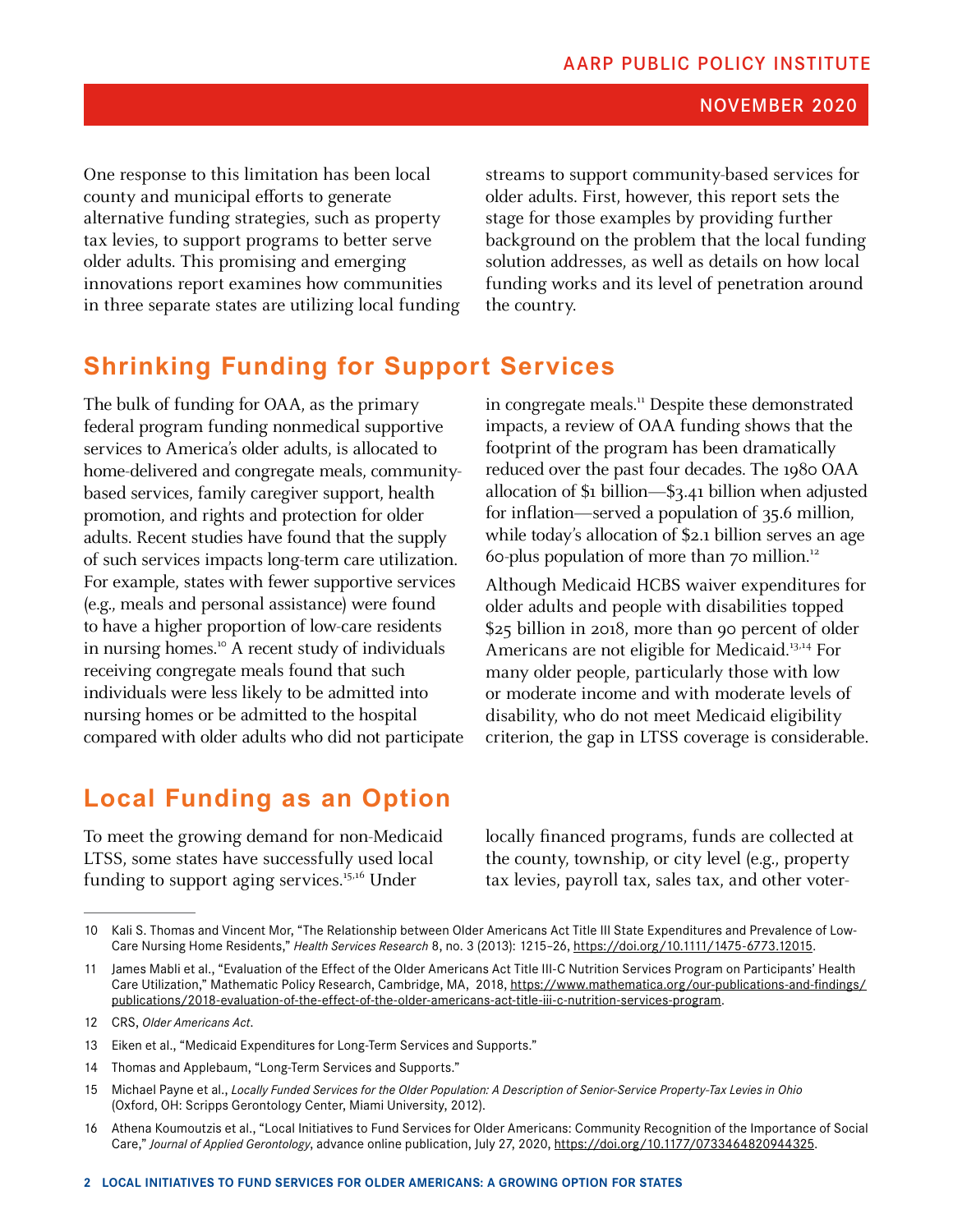One response to this limitation has been local county and municipal efforts to generate alternative funding strategies, such as property tax levies, to support programs to better serve older adults. This promising and emerging innovations report examines how communities in three separate states are utilizing local funding streams to support community-based services for older adults. First, however, this report sets the stage for those examples by providing further background on the problem that the local funding solution addresses, as well as details on how local funding works and its level of penetration around the country.

## Shrinking Funding for Support Services

The bulk of funding for OAA, as the primary federal program funding nonmedical supportive services to America's older adults, is allocated to home-delivered and congregate meals, community-based services, family caregiver support, health promotion, and rights and protection for older adults. Recent studies have found that the supply of such services impacts long-term care utilization. For example, states with fewer supportive services (e.g., meals and personal assistance) were found to have a higher proportion of low-care residents in nursing homes.[10] A recent study of individuals receiving congregate meals found that such individuals were less likely to be admitted into nursing homes or be admitted to the hospital compared with older adults who did not participate in congregate meals.[11] Despite these demonstrated impacts, a review of OAA funding shows that the footprint of the program has been dramatically reduced over the past four decades. The 1980 OAA allocation of $1 billion—$3.41 billion when adjusted for inflation—served a population of 35.6 million, while today's allocation of $2.1 billion serves an age 60-plus population of more than 70 million.[12]

Although Medicaid HCBS waiver expenditures for older adults and people with disabilities topped $25 billion in 2018, more than 90 percent of older Americans are not eligible for Medicaid.[13,14] For many older people, particularly those with low or moderate income and with moderate levels of disability, who do not meet Medicaid eligibility criterion, the gap in LTSS coverage is considerable.

## Local Funding as an Option

To meet the growing demand for non-Medicaid LTSS, some states have successfully used local funding to support aging services.[15,16] Under locally financed programs, funds are collected at the county, township, or city level (e.g., property tax levies, payroll tax, sales tax, and other voter-

---

10 Kali S. Thomas and Vincent Mor, "The Relationship between Older Americans Act Title III State Expenditures and Prevalence of Low-Care Nursing Home Residents," *Health Services Research* 8, no. 3 (2013): 1215–26, https://doi.org/10.1111/1475-6773.12015.

11 James Mabli et al., "Evaluation of the Effect of the Older Americans Act Title III-C Nutrition Services Program on Participants' Health Care Utilization," Mathematic Policy Research, Cambridge, MA, 2018, https://www.mathematica.org/our-publications-and-findings/publications/2018-evaluation-of-the-effect-of-the-older-americans-act-title-iii-c-nutrition-services-program.

12 CRS, *Older Americans Act*.

13 Eiken et al., "Medicaid Expenditures for Long-Term Services and Supports."

14 Thomas and Applebaum, "Long-Term Services and Supports."

15 Michael Payne et al., *Locally Funded Services for the Older Population: A Description of Senior-Service Property-Tax Levies in Ohio* (Oxford, OH: Scripps Gerontology Center, Miami University, 2012).

16 Athena Koumoutzis et al., "Local Initiatives to Fund Services for Older Americans: Community Recognition of the Importance of Social Care," *Journal of Applied Gerontology*, advance online publication, July 27, 2020, https://doi.org/10.1177/0733464820944325.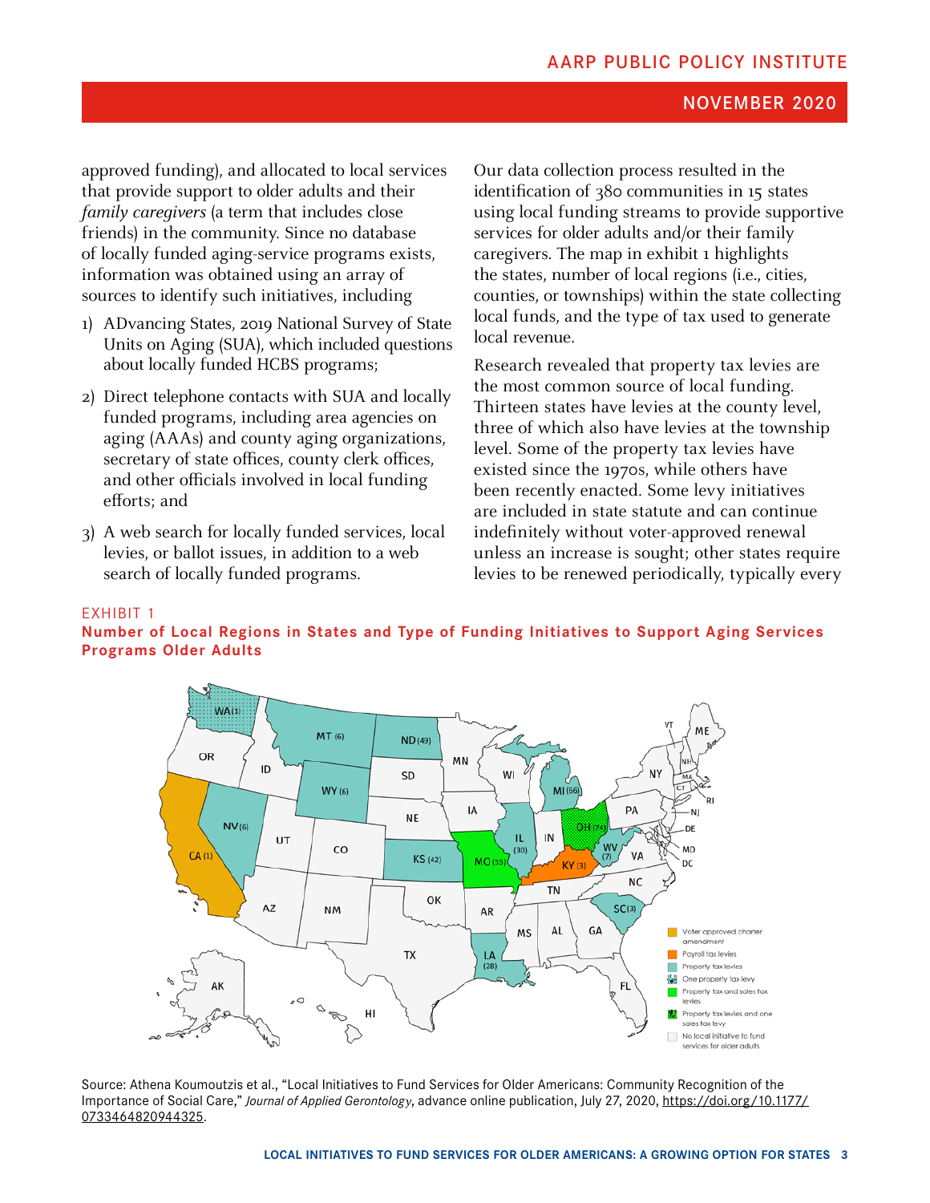approved funding), and allocated to local services that provide support to older adults and their *family caregivers* (a term that includes close friends) in the community. Since no database of locally funded aging-service programs exists, information was obtained using an array of sources to identify such initiatives, including

1) ADvancing States, 2019 National Survey of State Units on Aging (SUA), which included questions about locally funded HCBS programs;
2) Direct telephone contacts with SUA and locally funded programs, including area agencies on aging (AAAs) and county aging organizations, secretary of state offices, county clerk offices, and other officials involved in local funding efforts; and
3) A web search for locally funded services, local levies, or ballot issues, in addition to a web search of locally funded programs.

Our data collection process resulted in the identification of 380 communities in 15 states using local funding streams to provide supportive services for older adults and/or their family caregivers. The map in exhibit 1 highlights the states, number of local regions (i.e., cities, counties, or townships) within the state collecting local funds, and the type of tax used to generate local revenue.

Research revealed that property tax levies are the most common source of local funding. Thirteen states have levies at the county level, three of which also have levies at the township level. Some of the property tax levies have existed since the 1970s, while others have been recently enacted. Some levy initiatives are included in state statute and can continue indefinitely without voter-approved renewal unless an increase is sought; other states require levies to be renewed periodically, typically every

EXHIBIT 1

**Number of Local Regions in States and Type of Funding Initiatives to Support Aging Services Programs Older Adults**

WA (1)
OR
MT (6)
ID
ND (49)
MN
WY (6)
SD
WI
MI (66)
NY
VT
ME
NH
MA
CT
RI
NJ
PA
DE
MD
DC
NV (6)
UT
CO
NE
IA
IL (30)
IN
OH (74)
WV (7)
VA
CA (1)
KS (42)
MO (55)
KY (3)
NC
TN
AZ
NM
OK
AR
SC (3)
MS
AL
GA
TX
LA (28)
FL
AK
HI

Voter approved charter amendment
Payroll tax levies
Property tax levies
One property tax levy
Property tax and sales tax levies
Property tax levies and one sales tax levy
No local initiative to fund services for older adults

Source: Athena Koumoutzis et al., "Local Initiatives to Fund Services for Older Americans: Community Recognition of the Importance of Social Care," *Journal of Applied Gerontology*, advance online publication, July 27, 2020, https://doi.org/10.1177/0733464820944325.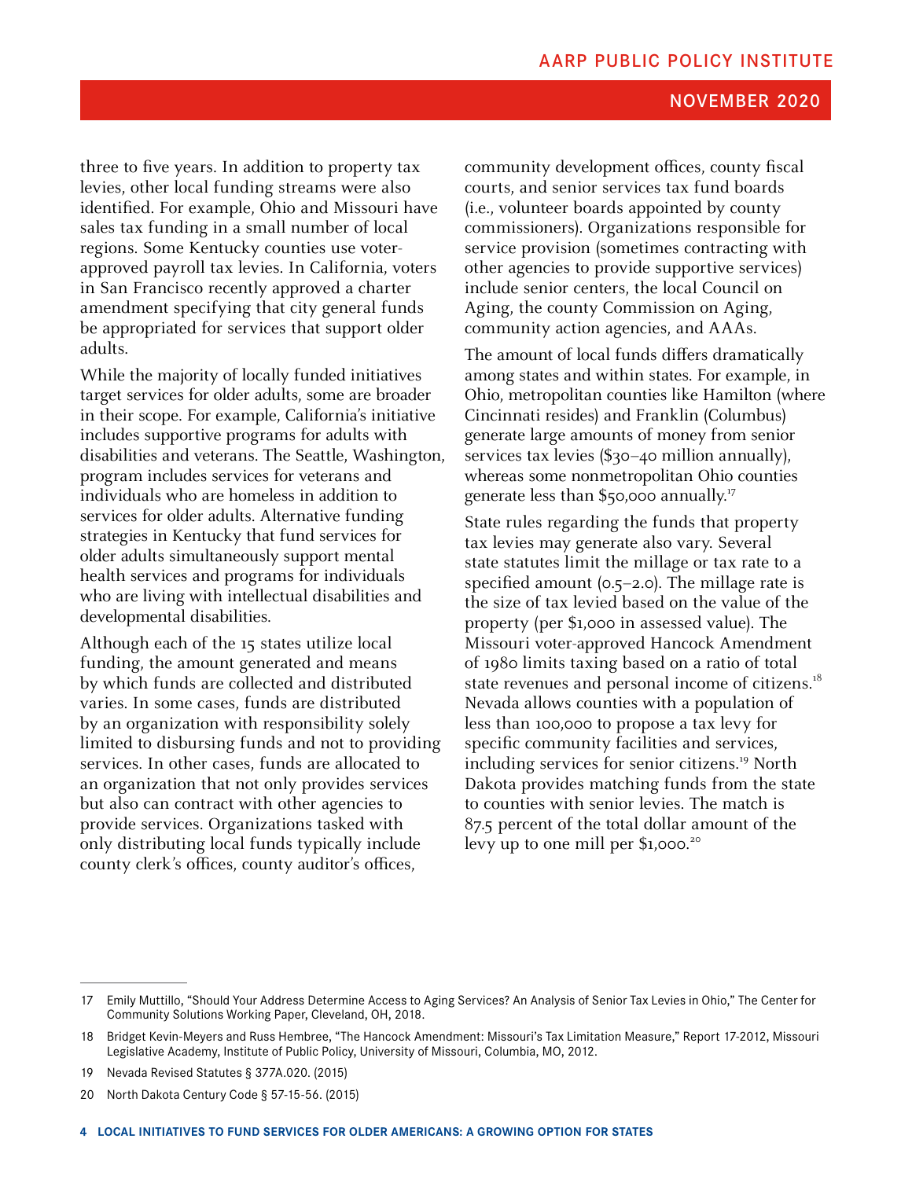three to five years. In addition to property tax levies, other local funding streams were also identified. For example, Ohio and Missouri have sales tax funding in a small number of local regions. Some Kentucky counties use voter-approved payroll tax levies. In California, voters in San Francisco recently approved a charter amendment specifying that city general funds be appropriated for services that support older adults.

While the majority of locally funded initiatives target services for older adults, some are broader in their scope. For example, California's initiative includes supportive programs for adults with disabilities and veterans. The Seattle, Washington, program includes services for veterans and individuals who are homeless in addition to services for older adults. Alternative funding strategies in Kentucky that fund services for older adults simultaneously support mental health services and programs for individuals who are living with intellectual disabilities and developmental disabilities.

Although each of the 15 states utilize local funding, the amount generated and means by which funds are collected and distributed varies. In some cases, funds are distributed by an organization with responsibility solely limited to disbursing funds and not to providing services. In other cases, funds are allocated to an organization that not only provides services but also can contract with other agencies to provide services. Organizations tasked with only distributing local funds typically include county clerk's offices, county auditor's offices, community development offices, county fiscal courts, and senior services tax fund boards (i.e., volunteer boards appointed by county commissioners). Organizations responsible for service provision (sometimes contracting with other agencies to provide supportive services) include senior centers, the local Council on Aging, the county Commission on Aging, community action agencies, and AAAs.

The amount of local funds differs dramatically among states and within states. For example, in Ohio, metropolitan counties like Hamilton (where Cincinnati resides) and Franklin (Columbus) generate large amounts of money from senior services tax levies ($30–40 million annually), whereas some nonmetropolitan Ohio counties generate less than $50,000 annually.[17]

State rules regarding the funds that property tax levies may generate also vary. Several state statutes limit the millage or tax rate to a specified amount (0.5–2.0). The millage rate is the size of tax levied based on the value of the property (per $1,000 in assessed value). The Missouri voter-approved Hancock Amendment of 1980 limits taxing based on a ratio of total state revenues and personal income of citizens.[18] Nevada allows counties with a population of less than 100,000 to propose a tax levy for specific community facilities and services, including services for senior citizens.[19] North Dakota provides matching funds from the state to counties with senior levies. The match is 87.5 percent of the total dollar amount of the levy up to one mill per $1,000.[20]

---

17 Emily Muttillo, "Should Your Address Determine Access to Aging Services? An Analysis of Senior Tax Levies in Ohio," The Center for Community Solutions Working Paper, Cleveland, OH, 2018.

18 Bridget Kevin-Meyers and Russ Hembree, "The Hancock Amendment: Missouri's Tax Limitation Measure," Report 17-2012, Missouri Legislative Academy, Institute of Public Policy, University of Missouri, Columbia, MO, 2012.

19 Nevada Revised Statutes § 377A.020. (2015)

20 North Dakota Century Code § 57-15-56. (2015)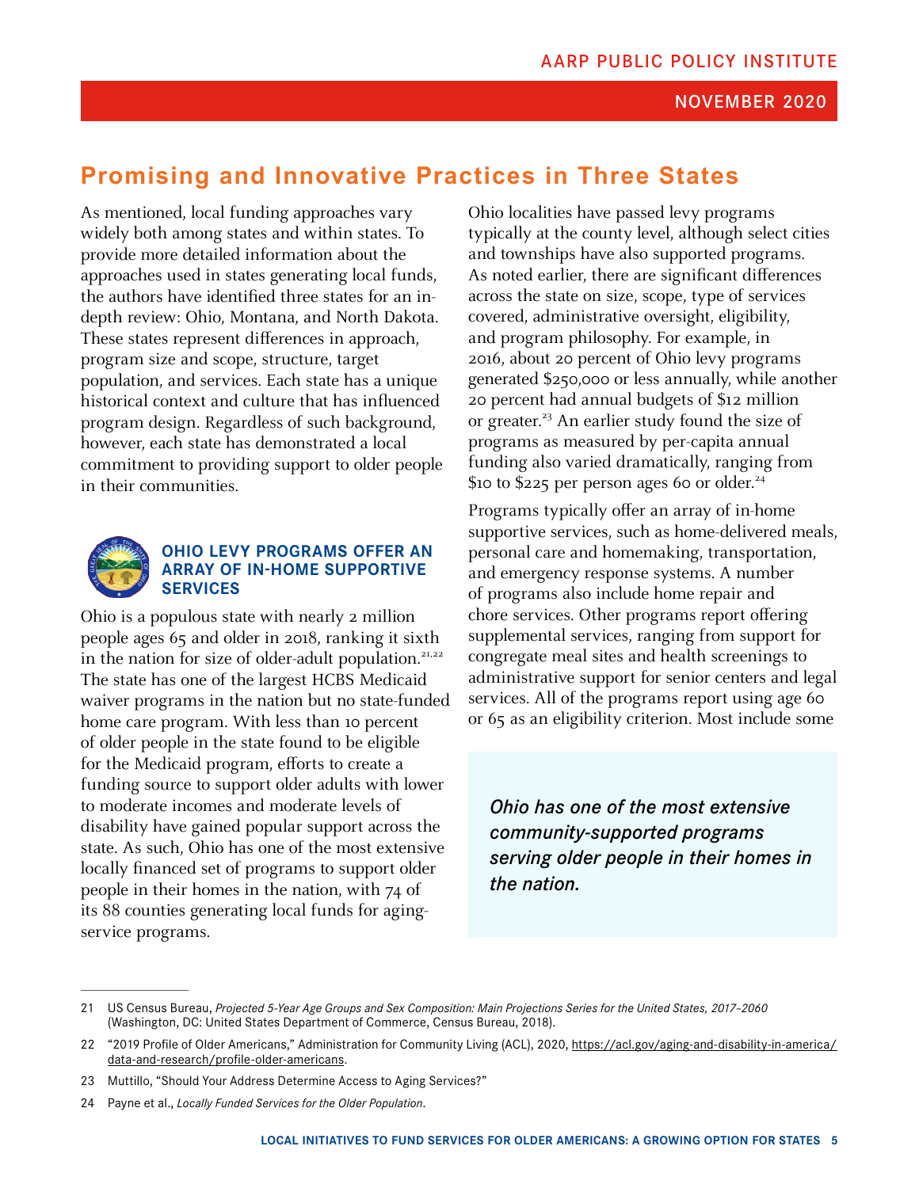## Promising and Innovative Practices in Three States

As mentioned, local funding approaches vary widely both among states and within states. To provide more detailed information about the approaches used in states generating local funds, the authors have identified three states for an in-depth review: Ohio, Montana, and North Dakota. These states represent differences in approach, program size and scope, structure, target population, and services. Each state has a unique historical context and culture that has influenced program design. Regardless of such background, however, each state has demonstrated a local commitment to providing support to older people in their communities.

### OHIO LEVY PROGRAMS OFFER AN ARRAY OF IN-HOME SUPPORTIVE SERVICES

Ohio is a populous state with nearly 2 million people ages 65 and older in 2018, ranking it sixth in the nation for size of older-adult population.[21,22] The state has one of the largest HCBS Medicaid waiver programs in the nation but no state-funded home care program. With less than 10 percent of older people in the state found to be eligible for the Medicaid program, efforts to create a funding source to support older adults with lower to moderate incomes and moderate levels of disability have gained popular support across the state. As such, Ohio has one of the most extensive locally financed set of programs to support older people in their homes in the nation, with 74 of its 88 counties generating local funds for aging-service programs.

Ohio localities have passed levy programs typically at the county level, although select cities and townships have also supported programs. As noted earlier, there are significant differences across the state on size, scope, type of services covered, administrative oversight, eligibility, and program philosophy. For example, in 2016, about 20 percent of Ohio levy programs generated $250,000 or less annually, while another 20 percent had annual budgets of $12 million or greater.[23] An earlier study found the size of programs as measured by per-capita annual funding also varied dramatically, ranging from $10 to $225 per person ages 60 or older.[24]

Programs typically offer an array of in-home supportive services, such as home-delivered meals, personal care and homemaking, transportation, and emergency response systems. A number of programs also include home repair and chore services. Other programs report offering supplemental services, ranging from support for congregate meal sites and health screenings to administrative support for senior centers and legal services. All of the programs report using age 60 or 65 as an eligibility criterion. Most include some

*Ohio has one of the most extensive community-supported programs serving older people in their homes in the nation.*

---

21 US Census Bureau, *Projected 5-Year Age Groups and Sex Composition: Main Projections Series for the United States, 2017–2060* (Washington, DC: United States Department of Commerce, Census Bureau, 2018).

22 "2019 Profile of Older Americans," Administration for Community Living (ACL), 2020, https://acl.gov/aging-and-disability-in-america/data-and-research/profile-older-americans.

23 Muttillo, "Should Your Address Determine Access to Aging Services?"

24 Payne et al., *Locally Funded Services for the Older Population*.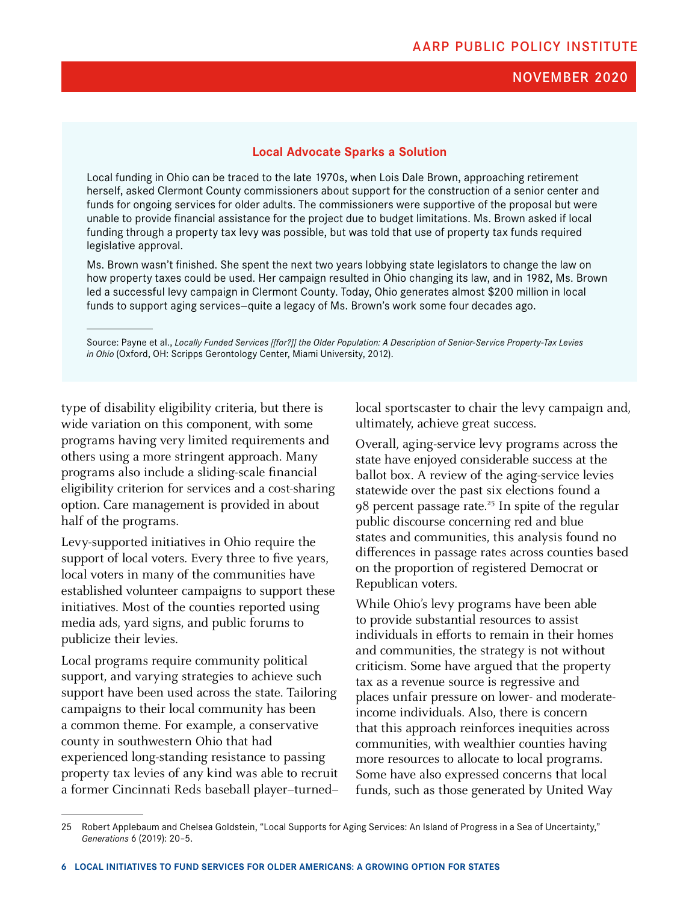### Local Advocate Sparks a Solution

Local funding in Ohio can be traced to the late 1970s, when Lois Dale Brown, approaching retirement herself, asked Clermont County commissioners about support for the construction of a senior center and funds for ongoing services for older adults. The commissioners were supportive of the proposal but were unable to provide financial assistance for the project due to budget limitations. Ms. Brown asked if local funding through a property tax levy was possible, but was told that use of property tax funds required legislative approval.

Ms. Brown wasn't finished. She spent the next two years lobbying state legislators to change the law on how property taxes could be used. Her campaign resulted in Ohio changing its law, and in 1982, Ms. Brown led a successful levy campaign in Clermont County. Today, Ohio generates almost $200 million in local funds to support aging services—quite a legacy of Ms. Brown's work some four decades ago.

Source: Payne et al., *Locally Funded Services [[for?]] the Older Population: A Description of Senior-Service Property-Tax Levies in Ohio* (Oxford, OH: Scripps Gerontology Center, Miami University, 2012).

type of disability eligibility criteria, but there is wide variation on this component, with some programs having very limited requirements and others using a more stringent approach. Many programs also include a sliding-scale financial eligibility criterion for services and a cost-sharing option. Care management is provided in about half of the programs.

Levy-supported initiatives in Ohio require the support of local voters. Every three to five years, local voters in many of the communities have established volunteer campaigns to support these initiatives. Most of the counties reported using media ads, yard signs, and public forums to publicize their levies.

Local programs require community political support, and varying strategies to achieve such support have been used across the state. Tailoring campaigns to their local community has been a common theme. For example, a conservative county in southwestern Ohio that had experienced long-standing resistance to passing property tax levies of any kind was able to recruit a former Cincinnati Reds baseball player–turned–local sportscaster to chair the levy campaign and, ultimately, achieve great success.

Overall, aging-service levy programs across the state have enjoyed considerable success at the ballot box. A review of the aging-service levies statewide over the past six elections found a 98 percent passage rate.[25] In spite of the regular public discourse concerning red and blue states and communities, this analysis found no differences in passage rates across counties based on the proportion of registered Democrat or Republican voters.

While Ohio's levy programs have been able to provide substantial resources to assist individuals in efforts to remain in their homes and communities, the strategy is not without criticism. Some have argued that the property tax as a revenue source is regressive and places unfair pressure on lower- and moderate-income individuals. Also, there is concern that this approach reinforces inequities across communities, with wealthier counties having more resources to allocate to local programs. Some have also expressed concerns that local funds, such as those generated by United Way

25 Robert Applebaum and Chelsea Goldstein, "Local Supports for Aging Services: An Island of Progress in a Sea of Uncertainty," *Generations* 6 (2019): 20–5.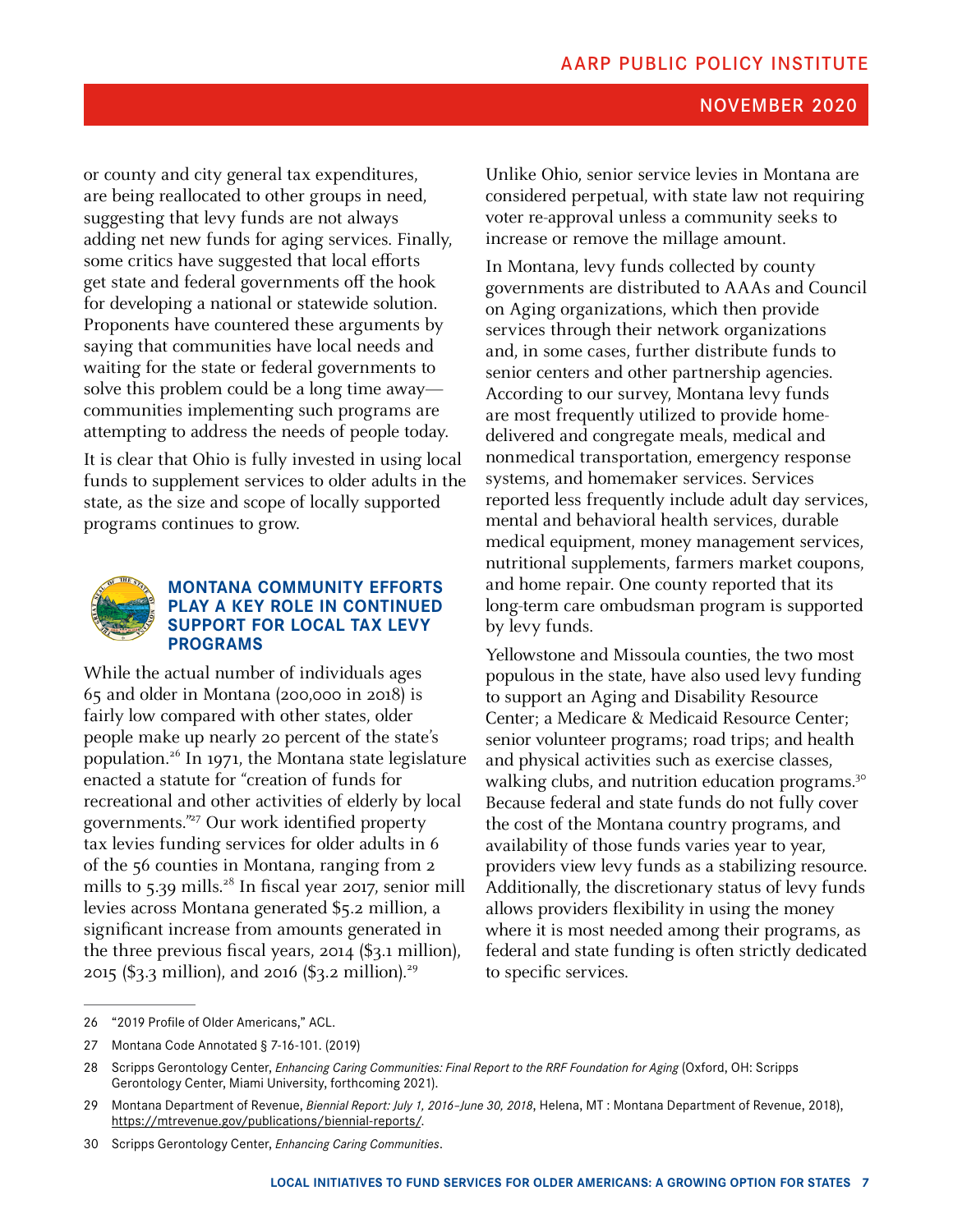or county and city general tax expenditures, are being reallocated to other groups in need, suggesting that levy funds are not always adding net new funds for aging services. Finally, some critics have suggested that local efforts get state and federal governments off the hook for developing a national or statewide solution. Proponents have countered these arguments by saying that communities have local needs and waiting for the state or federal governments to solve this problem could be a long time away—communities implementing such programs are attempting to address the needs of people today.

It is clear that Ohio is fully invested in using local funds to supplement services to older adults in the state, as the size and scope of locally supported programs continues to grow.

## MONTANA COMMUNITY EFFORTS PLAY A KEY ROLE IN CONTINUED SUPPORT FOR LOCAL TAX LEVY PROGRAMS

While the actual number of individuals ages 65 and older in Montana (200,000 in 2018) is fairly low compared with other states, older people make up nearly 20 percent of the state's population.[26] In 1971, the Montana state legislature enacted a statute for "creation of funds for recreational and other activities of elderly by local governments."[27] Our work identified property tax levies funding services for older adults in 6 of the 56 counties in Montana, ranging from 2 mills to 5.39 mills.[28] In fiscal year 2017, senior mill levies across Montana generated $5.2 million, a significant increase from amounts generated in the three previous fiscal years, 2014 ($3.1 million), 2015 ($3.3 million), and 2016 ($3.2 million).[29]

Unlike Ohio, senior service levies in Montana are considered perpetual, with state law not requiring voter re-approval unless a community seeks to increase or remove the millage amount.

In Montana, levy funds collected by county governments are distributed to AAAs and Council on Aging organizations, which then provide services through their network organizations and, in some cases, further distribute funds to senior centers and other partnership agencies. According to our survey, Montana levy funds are most frequently utilized to provide home-delivered and congregate meals, medical and nonmedical transportation, emergency response systems, and homemaker services. Services reported less frequently include adult day services, mental and behavioral health services, durable medical equipment, money management services, nutritional supplements, farmers market coupons, and home repair. One county reported that its long-term care ombudsman program is supported by levy funds.

Yellowstone and Missoula counties, the two most populous in the state, have also used levy funding to support an Aging and Disability Resource Center; a Medicare & Medicaid Resource Center; senior volunteer programs; road trips; and health and physical activities such as exercise classes, walking clubs, and nutrition education programs.[30] Because federal and state funds do not fully cover the cost of the Montana country programs, and availability of those funds varies year to year, providers view levy funds as a stabilizing resource. Additionally, the discretionary status of levy funds allows providers flexibility in using the money where it is most needed among their programs, as federal and state funding is often strictly dedicated to specific services.

---

26 "2019 Profile of Older Americans," ACL.

27 Montana Code Annotated § 7-16-101. (2019)

28 Scripps Gerontology Center, *Enhancing Caring Communities: Final Report to the RRF Foundation for Aging* (Oxford, OH: Scripps Gerontology Center, Miami University, forthcoming 2021).

29 Montana Department of Revenue, *Biennial Report: July 1, 2016–June 30, 2018*, Helena, MT : Montana Department of Revenue, 2018), https://mtrevenue.gov/publications/biennial-reports/.

30 Scripps Gerontology Center, *Enhancing Caring Communities*.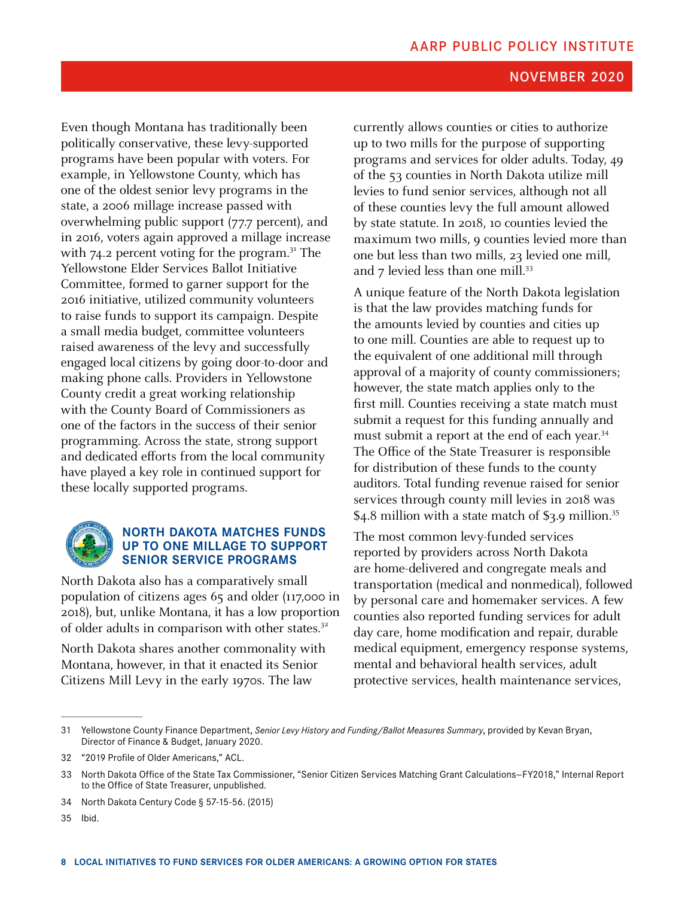Even though Montana has traditionally been politically conservative, these levy-supported programs have been popular with voters. For example, in Yellowstone County, which has one of the oldest senior levy programs in the state, a 2006 millage increase passed with overwhelming public support (77.7 percent), and in 2016, voters again approved a millage increase with 74.2 percent voting for the program.[31] The Yellowstone Elder Services Ballot Initiative Committee, formed to garner support for the 2016 initiative, utilized community volunteers to raise funds to support its campaign. Despite a small media budget, committee volunteers raised awareness of the levy and successfully engaged local citizens by going door-to-door and making phone calls. Providers in Yellowstone County credit a great working relationship with the County Board of Commissioners as one of the factors in the success of their senior programming. Across the state, strong support and dedicated efforts from the local community have played a key role in continued support for these locally supported programs.

### NORTH DAKOTA MATCHES FUNDS UP TO ONE MILLAGE TO SUPPORT SENIOR SERVICE PROGRAMS

North Dakota also has a comparatively small population of citizens ages 65 and older (117,000 in 2018), but, unlike Montana, it has a low proportion of older adults in comparison with other states.[32]

North Dakota shares another commonality with Montana, however, in that it enacted its Senior Citizens Mill Levy in the early 1970s. The law currently allows counties or cities to authorize up to two mills for the purpose of supporting programs and services for older adults. Today, 49 of the 53 counties in North Dakota utilize mill levies to fund senior services, although not all of these counties levy the full amount allowed by state statute. In 2018, 10 counties levied the maximum two mills, 9 counties levied more than one but less than two mills, 23 levied one mill, and 7 levied less than one mill.[33]

A unique feature of the North Dakota legislation is that the law provides matching funds for the amounts levied by counties and cities up to one mill. Counties are able to request up to the equivalent of one additional mill through approval of a majority of county commissioners; however, the state match applies only to the first mill. Counties receiving a state match must submit a request for this funding annually and must submit a report at the end of each year.[34] The Office of the State Treasurer is responsible for distribution of these funds to the county auditors. Total funding revenue raised for senior services through county mill levies in 2018 was $4.8 million with a state match of $3.9 million.[35]

The most common levy-funded services reported by providers across North Dakota are home-delivered and congregate meals and transportation (medical and nonmedical), followed by personal care and homemaker services. A few counties also reported funding services for adult day care, home modification and repair, durable medical equipment, emergency response systems, mental and behavioral health services, adult protective services, health maintenance services,

---

31 Yellowstone County Finance Department, *Senior Levy History and Funding/Ballot Measures Summary*, provided by Kevan Bryan, Director of Finance & Budget, January 2020.

32 "2019 Profile of Older Americans," ACL.

33 North Dakota Office of the State Tax Commissioner, "Senior Citizen Services Matching Grant Calculations–FY2018," Internal Report to the Office of State Treasurer, unpublished.

34 North Dakota Century Code § 57-15-56. (2015)

35 Ibid.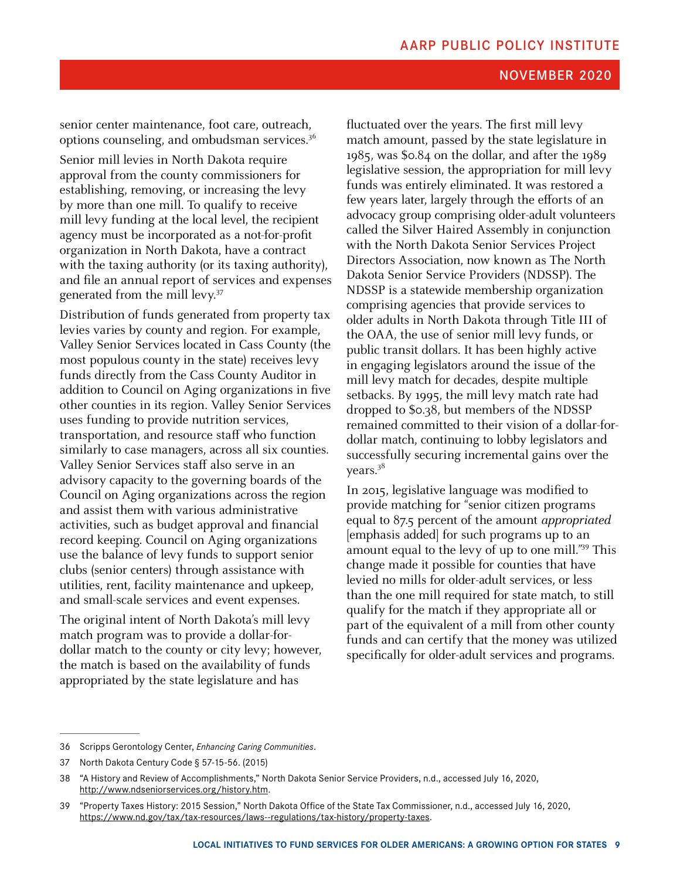senior center maintenance, foot care, outreach, options counseling, and ombudsman services.[36]

Senior mill levies in North Dakota require approval from the county commissioners for establishing, removing, or increasing the levy by more than one mill. To qualify to receive mill levy funding at the local level, the recipient agency must be incorporated as a not-for-profit organization in North Dakota, have a contract with the taxing authority (or its taxing authority), and file an annual report of services and expenses generated from the mill levy.[37]

Distribution of funds generated from property tax levies varies by county and region. For example, Valley Senior Services located in Cass County (the most populous county in the state) receives levy funds directly from the Cass County Auditor in addition to Council on Aging organizations in five other counties in its region. Valley Senior Services uses funding to provide nutrition services, transportation, and resource staff who function similarly to case managers, across all six counties. Valley Senior Services staff also serve in an advisory capacity to the governing boards of the Council on Aging organizations across the region and assist them with various administrative activities, such as budget approval and financial record keeping. Council on Aging organizations use the balance of levy funds to support senior clubs (senior centers) through assistance with utilities, rent, facility maintenance and upkeep, and small-scale services and event expenses.

The original intent of North Dakota's mill levy match program was to provide a dollar-for-dollar match to the county or city levy; however, the match is based on the availability of funds appropriated by the state legislature and has fluctuated over the years. The first mill levy match amount, passed by the state legislature in 1985, was $0.84 on the dollar, and after the 1989 legislative session, the appropriation for mill levy funds was entirely eliminated. It was restored a few years later, largely through the efforts of an advocacy group comprising older-adult volunteers called the Silver Haired Assembly in conjunction with the North Dakota Senior Services Project Directors Association, now known as The North Dakota Senior Service Providers (NDSSP). The NDSSP is a statewide membership organization comprising agencies that provide services to older adults in North Dakota through Title III of the OAA, the use of senior mill levy funds, or public transit dollars. It has been highly active in engaging legislators around the issue of the mill levy match for decades, despite multiple setbacks. By 1995, the mill levy match rate had dropped to $0.38, but members of the NDSSP remained committed to their vision of a dollar-for-dollar match, continuing to lobby legislators and successfully securing incremental gains over the years.[38]

In 2015, legislative language was modified to provide matching for "senior citizen programs equal to 87.5 percent of the amount *appropriated* [emphasis added] for such programs up to an amount equal to the levy of up to one mill."[39] This change made it possible for counties that have levied no mills for older-adult services, or less than the one mill required for state match, to still qualify for the match if they appropriate all or part of the equivalent of a mill from other county funds and can certify that the money was utilized specifically for older-adult services and programs.

---

36 Scripps Gerontology Center, *Enhancing Caring Communities*.

37 North Dakota Century Code § 57-15-56. (2015)

38 "A History and Review of Accomplishments," North Dakota Senior Service Providers, n.d., accessed July 16, 2020, http://www.ndseniorservices.org/history.htm.

39 "Property Taxes History: 2015 Session," North Dakota Office of the State Tax Commissioner, n.d., accessed July 16, 2020, https://www.nd.gov/tax/tax-resources/laws--regulations/tax-history/property-taxes.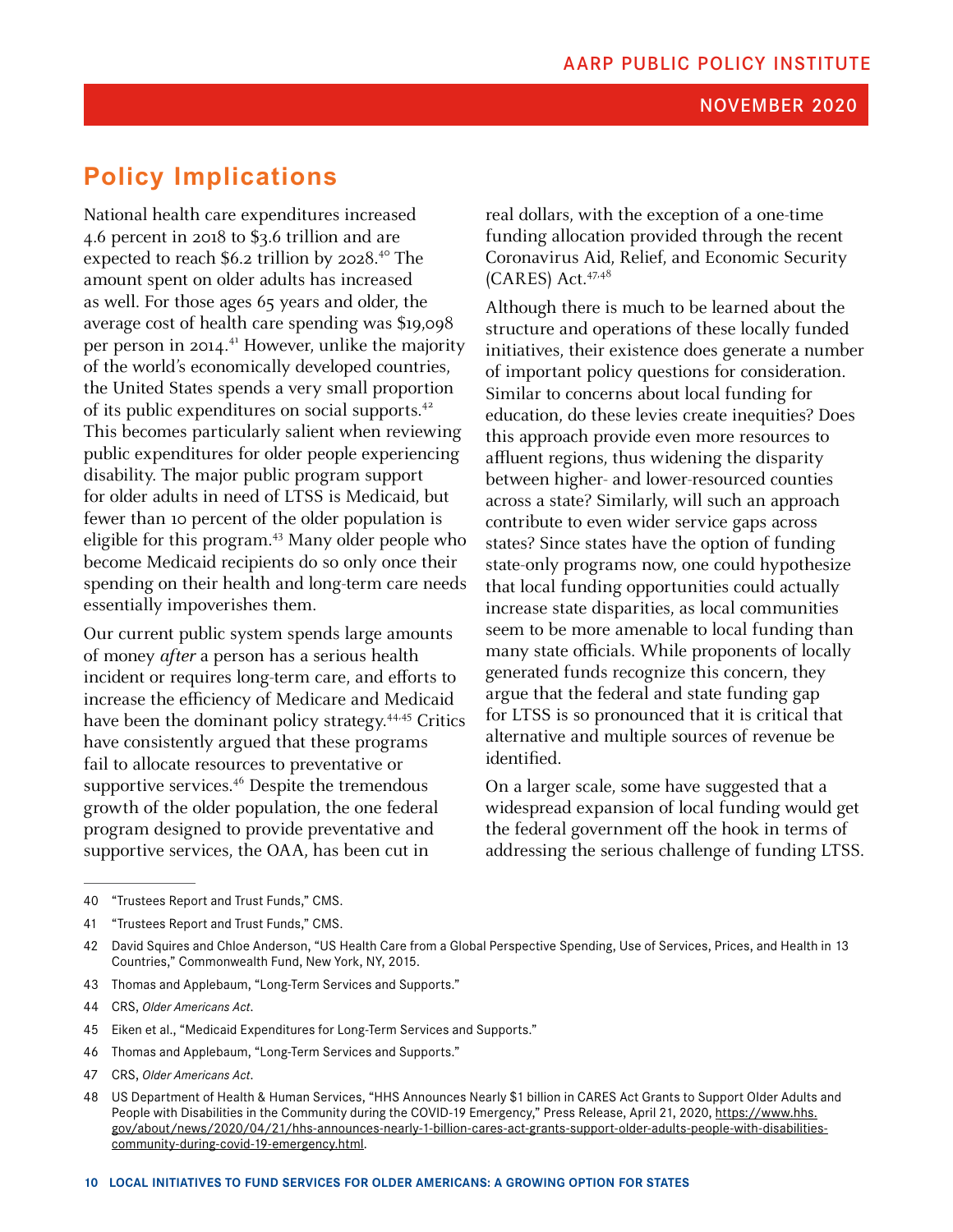## Policy Implications

National health care expenditures increased 4.6 percent in 2018 to $3.6 trillion and are expected to reach $6.2 trillion by 2028.[40] The amount spent on older adults has increased as well. For those ages 65 years and older, the average cost of health care spending was $19,098 per person in 2014.[41] However, unlike the majority of the world's economically developed countries, the United States spends a very small proportion of its public expenditures on social supports.[42] This becomes particularly salient when reviewing public expenditures for older people experiencing disability. The major public program support for older adults in need of LTSS is Medicaid, but fewer than 10 percent of the older population is eligible for this program.[43] Many older people who become Medicaid recipients do so only once their spending on their health and long-term care needs essentially impoverishes them.

Our current public system spends large amounts of money *after* a person has a serious health incident or requires long-term care, and efforts to increase the efficiency of Medicare and Medicaid have been the dominant policy strategy.[44,45] Critics have consistently argued that these programs fail to allocate resources to preventative or supportive services.[46] Despite the tremendous growth of the older population, the one federal program designed to provide preventative and supportive services, the OAA, has been cut in real dollars, with the exception of a one-time funding allocation provided through the recent Coronavirus Aid, Relief, and Economic Security (CARES) Act.[47,48]

Although there is much to be learned about the structure and operations of these locally funded initiatives, their existence does generate a number of important policy questions for consideration. Similar to concerns about local funding for education, do these levies create inequities? Does this approach provide even more resources to affluent regions, thus widening the disparity between higher- and lower-resourced counties across a state? Similarly, will such an approach contribute to even wider service gaps across states? Since states have the option of funding state-only programs now, one could hypothesize that local funding opportunities could actually increase state disparities, as local communities seem to be more amenable to local funding than many state officials. While proponents of locally generated funds recognize this concern, they argue that the federal and state funding gap for LTSS is so pronounced that it is critical that alternative and multiple sources of revenue be identified.

On a larger scale, some have suggested that a widespread expansion of local funding would get the federal government off the hook in terms of addressing the serious challenge of funding LTSS.

---

40 "Trustees Report and Trust Funds," CMS.

41 "Trustees Report and Trust Funds," CMS.

42 David Squires and Chloe Anderson, "US Health Care from a Global Perspective Spending, Use of Services, Prices, and Health in 13 Countries," Commonwealth Fund, New York, NY, 2015.

43 Thomas and Applebaum, "Long-Term Services and Supports."

44 CRS, *Older Americans Act*.

45 Eiken et al., "Medicaid Expenditures for Long-Term Services and Supports."

46 Thomas and Applebaum, "Long-Term Services and Supports."

47 CRS, *Older Americans Act*.

48 US Department of Health & Human Services, "HHS Announces Nearly $1 billion in CARES Act Grants to Support Older Adults and People with Disabilities in the Community during the COVID-19 Emergency," Press Release, April 21, 2020, https://www.hhs.gov/about/news/2020/04/21/hhs-announces-nearly-1-billion-cares-act-grants-support-older-adults-people-with-disabilities-community-during-covid-19-emergency.html.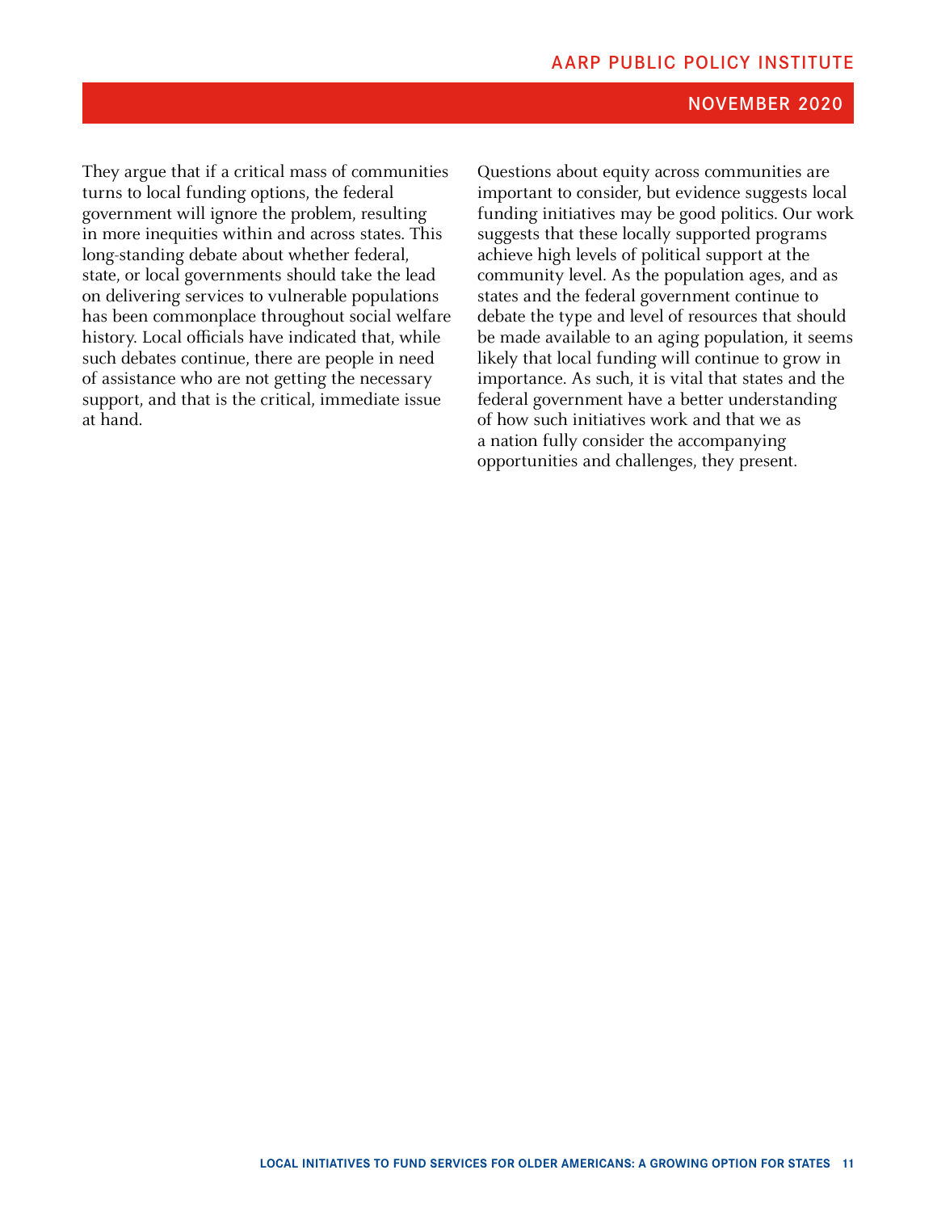They argue that if a critical mass of communities turns to local funding options, the federal government will ignore the problem, resulting in more inequities within and across states. This long-standing debate about whether federal, state, or local governments should take the lead on delivering services to vulnerable populations has been commonplace throughout social welfare history. Local officials have indicated that, while such debates continue, there are people in need of assistance who are not getting the necessary support, and that is the critical, immediate issue at hand.

Questions about equity across communities are important to consider, but evidence suggests local funding initiatives may be good politics. Our work suggests that these locally supported programs achieve high levels of political support at the community level. As the population ages, and as states and the federal government continue to debate the type and level of resources that should be made available to an aging population, it seems likely that local funding will continue to grow in importance. As such, it is vital that states and the federal government have a better understanding of how such initiatives work and that we as a nation fully consider the accompanying opportunities and challenges, they present.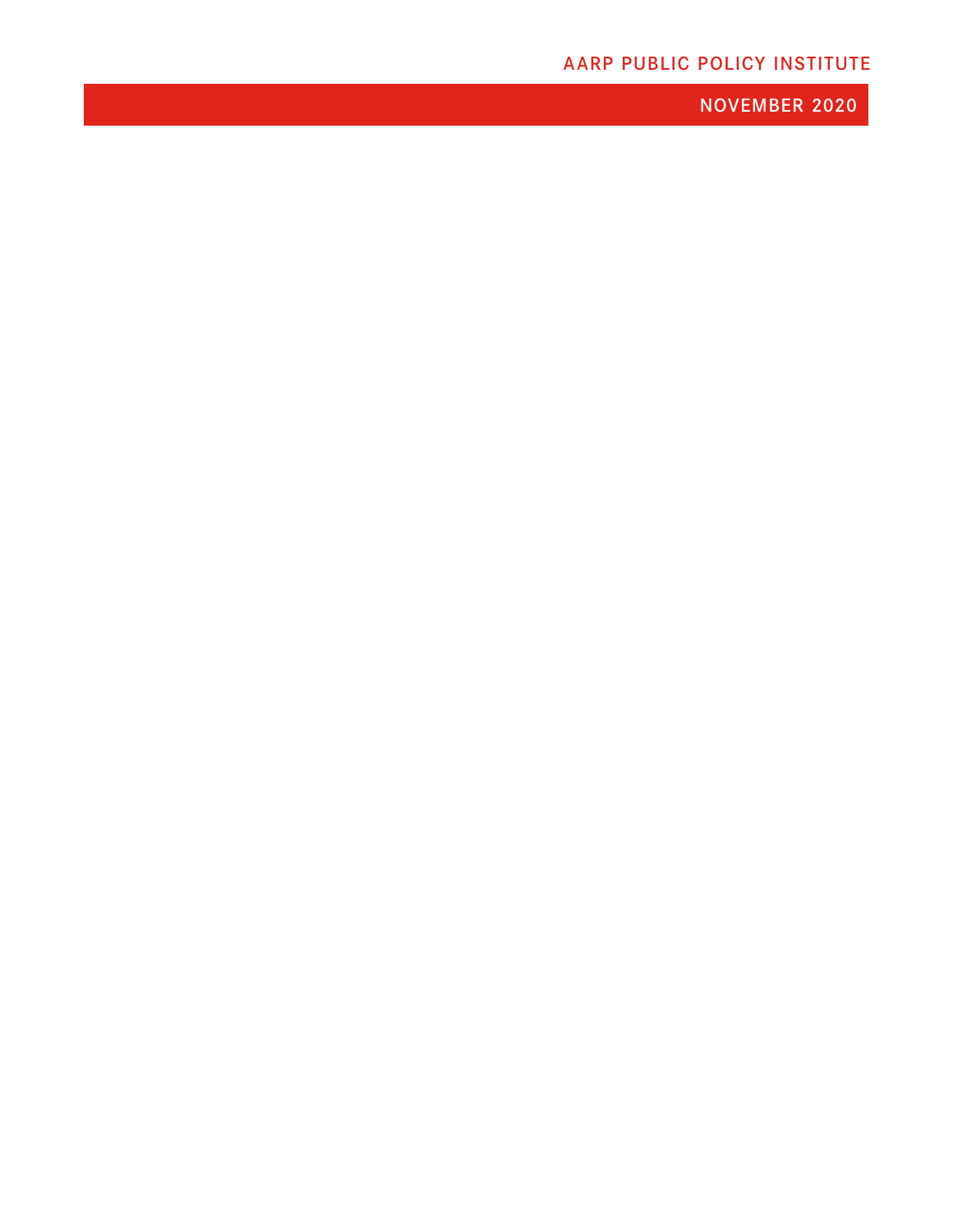AARP PUBLIC POLICY INSTITUTE

NOVEMBER 2020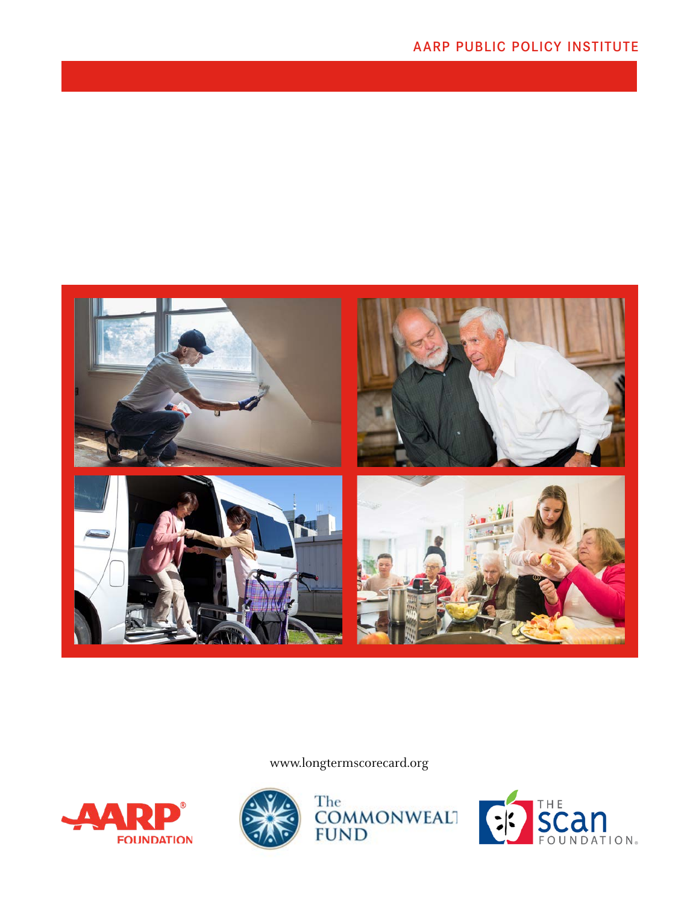AARP PUBLIC POLICY INSTITUTE

www.longtermscorecard.org

AARP FOUNDATION

The COMMONWEALTH FUND

THE scan FOUNDATION